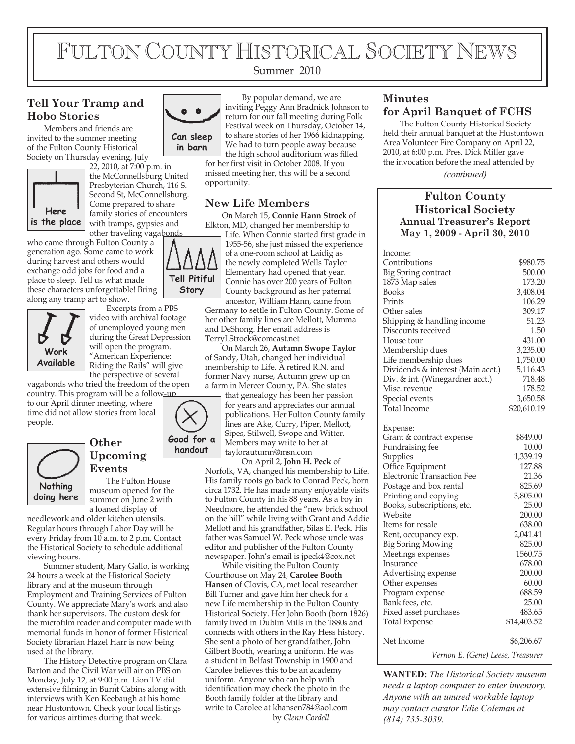# Fulton County Historical Society News

Summer 2010

## Tell Your Tramp and Hobo Stories

Members and friends are invited to the summer meeting of the Fulton County Historical Society on Thursday evening, July 22, 2010, at 7:00 p.m. in the McConnellsburg United Presbyterian Church, 116 S. Second St, McConnellsburg. Come prepared to share family stories of encounters with tramps, gypsies and other traveling vagabonds who came through Fulton County a generation ago. Some came to work during harvest and others would exchange odd jobs for food and a place to sleep. Tell us what made these characters unforgettable! Bring along any tramp art to show.

Here is the place

Work Available

Excerpts from a PBS video with archival footage of unemployed young men during the Great Depression will open the program. "American Experience: Riding the Rails" will give the perspective of several vagabonds who tried the freedom of the open country. This program will be a follow-up to our April dinner meeting, where time did not allow stories from local people.

Can sleep in barn

Tell Pitiful Story

Good for a handout

Nothing doing here

## Other Upcoming Events

The Fulton House museum opened for the summer on June 2 with a loaned display of needlework and older kitchen utensils. Regular hours through Labor Day will be every Friday from 10 a.m. to 2 p.m. Contact the Historical Society to schedule additional viewing hours.

Summer student, Mary Gallo, is working 24 hours a week at the Historical Society library and at the museum through Employment and Training Services of Fulton County. We appreciate Mary's work and also thank her supervisors. The custom desk for the microfilm reader and computer made with memorial funds in honor of former Historical Society librarian Hazel Harr is now being used at the library.

The History Detective program on Clara Barton and the Civil War will air on PBS on Monday, July 12, at 9:00 p.m. Lion TV did extensive filming in Burnt Cabins along with interviews with Ken Keebaugh at his home near Hustontown. Check your local listings for various airtimes during that week.

By popular demand, we are inviting Peggy Ann Bradnick Johnson to return for our fall meeting during Folk Festival week on Thursday, October 14, to share stories of her 1966 kidnapping. We had to turn people away because the high school auditorium was filled for her first visit in October 2008. If you missed meeting her, this will be a second opportunity.

## New Life Members

On March 15, **Connie Hann Strock** of Elkton, MD, changed her membership to Life. When Connie started first grade in 1955-56, she just missed the experience of a one-room school at Laidig as the newly completed Wells Taylor Elementary had opened that year. Connie has over 200 years of Fulton County background as her paternal ancestor, William Hann, came from Germany to settle in Fulton County. Some of her other family lines are Mellott, Mumma and DeShong. Her email address is TerryLStrock@comcast.net

On March 26, **Autumn Swope Taylor** of Sandy, Utah, changed her individual membership to Life. A retired R.N. and former Navy nurse, Autumn grew up on a farm in Mercer County, PA. She states that genealogy has been her passion for years and appreciates our annual publications. Her Fulton County family lines are Ake, Curry, Piper, Mellott, Sipes, Stilwell, Swope and Witter. Members may write to her at taylorautumn@msn.com

On April 2, **John H. Peck** of Norfolk, VA, changed his membership to Life. His family roots go back to Conrad Peck, born circa 1732. He has made many enjoyable visits to Fulton County in his 88 years. As a boy in Needmore, he attended the "new brick school on the hill" while living with Grant and Addie Mellott and his grandfather, Silas E. Peck. His father was Samuel W. Peck whose uncle was editor and publisher of the Fulton County newspaper. John's email is jpeck4@cox.net

While visiting the Fulton County Courthouse on May 24, **Carolee Booth Hansen** of Clovis, CA, met local researcher Bill Turner and gave him her check for a new Life membership in the Fulton County Historical Society. Her John Booth (born 1826) family lived in Dublin Mills in the 1880s and connects with others in the Ray Hess history. She sent a photo of her grandfather, John Gilbert Booth, wearing a uniform. He was a student in Belfast Township in 1900 and Carolee believes this to be an academy uniform. Anyone who can help with identification may check the photo in the Booth family folder at the library and write to Carolee at khansen784@aol.com

by *Glenn Cordell*

## Minutes for April Banquet of FCHS

The Fulton County Historical Society held their annual banquet at the Hustontown Area Volunteer Fire Company on April 22, 2010, at 6:00 p.m. Pres. Dick Miller gave the invocation before the meal attended by

*(continued)*

### Fulton County Historical Society Annual Treasurer's Report May 1, 2009 - April 30, 2010

| Income: | |
|---|---|
| Contributions | $980.75 |
| Big Spring contract | 500.00 |
| 1873 Map sales | 173.20 |
| Books | 3,408.04 |
| Prints | 106.29 |
| Other sales | 309.17 |
| Shipping & handling income | 51.23 |
| Discounts received | 1.50 |
| House tour | 431.00 |
| Membership dues | 3,235.00 |
| Life membership dues | 1,750.00 |
| Dividends & interest (Main acct.) | 5,116.43 |
| Div. & int. (Winegardner acct.) | 718.48 |
| Misc. revenue | 178.52 |
| Special events | 3,650.58 |
| Total Income | $20,610.19 |
| | |
| Expense: | |
| Grant & contract expense | $849.00 |
| Fundraising fee | 10.00 |
| Supplies | 1,339.19 |
| Office Equipment | 127.88 |
| Electronic Transaction Fee | 21.36 |
| Postage and box rental | 825.69 |
| Printing and copying | 3,805.00 |
| Books, subscriptions, etc. | 25.00 |
| Website | 200.00 |
| Items for resale | 638.00 |
| Rent, occupancy exp. | 2,041.41 |
| Big Spring Mowing | 825.00 |
| Meetings expenses | 1560.75 |
| Insurance | 678.00 |
| Advertising expense | 200.00 |
| Other expenses | 60.00 |
| Program expense | 688.59 |
| Bank fees, etc. | 25.00 |
| Fixed asset purchases | 483.65 |
| Total Expense | $14,403.52 |
| | |
| Net Income | $6,206.67 |

*Vernon E. (Gene) Leese, Treasurer*

**WANTED:** *The Historical Society museum needs a laptop computer to enter inventory. Anyone with an unused workable laptop may contact curator Edie Coleman at (814) 735-3039.*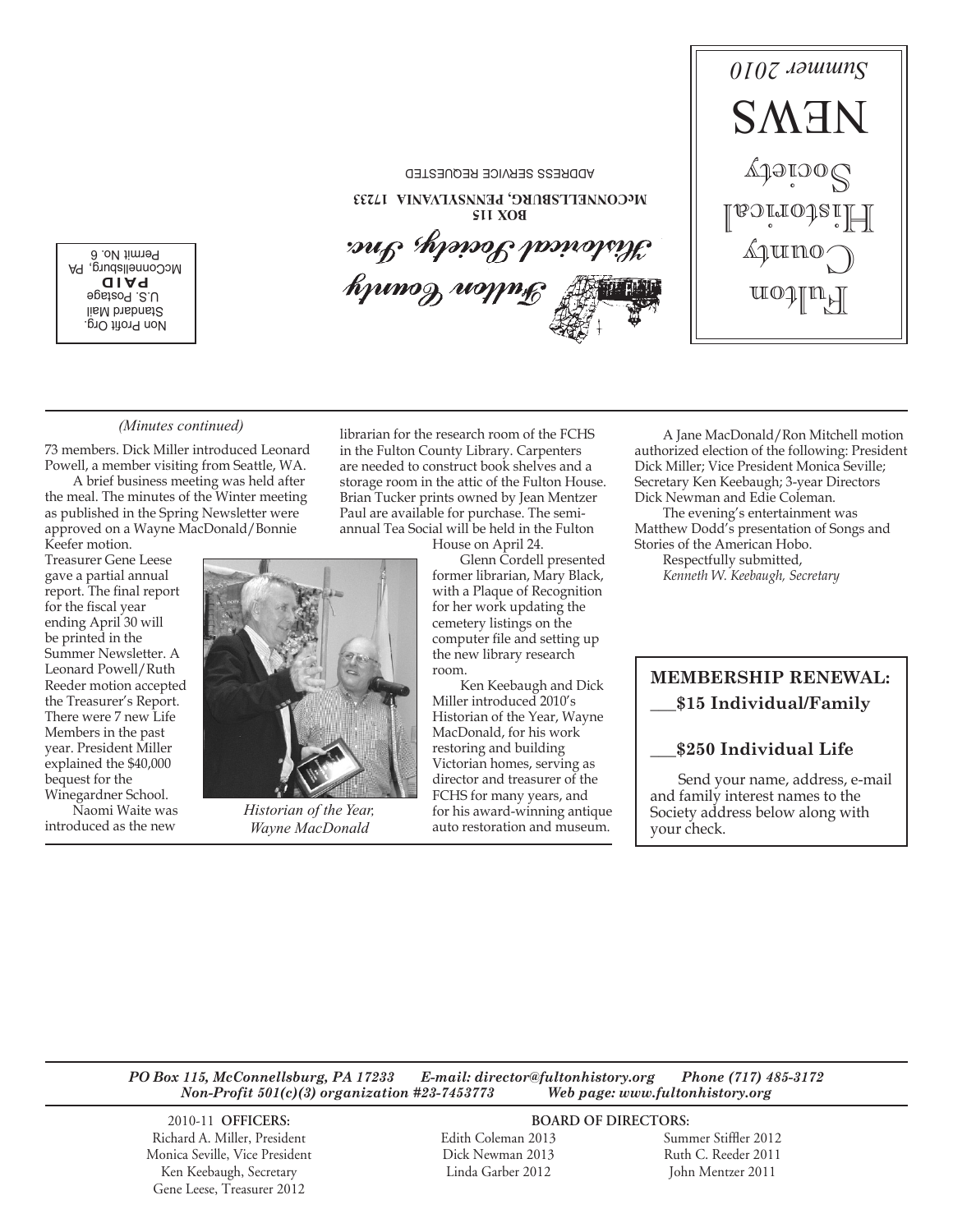Fulton County Historical Society

# NEWS

*Summer 2010*

**Fulton County Historical Society, Inc.**

**BOX 115**
**McCONNELLSBURG, PENNSYLVANIA 17233**

ADDRESS SERVICE REQUESTED

Non Profit Org.
Standard Mail
U.S. Postage
**PAID**
McConnellsburg, PA
Permit No. 6

---

*(Minutes continued)*

73 members. Dick Miller introduced Leonard Powell, a member visiting from Seattle, WA.

A brief business meeting was held after the meal. The minutes of the Winter meeting as published in the Spring Newsletter were approved on a Wayne MacDonald/Bonnie Keefer motion. Treasurer Gene Leese gave a partial annual report. The final report for the fiscal year ending April 30 will be printed in the Summer Newsletter. A Leonard Powell/Ruth Reeder motion accepted the Treasurer's Report. There were 7 new Life Members in the past year. President Miller explained the $40,000 bequest for the Winegardner School.

Naomi Waite was introduced as the new librarian for the research room of the FCHS in the Fulton County Library. Carpenters are needed to construct book shelves and a storage room in the attic of the Fulton House. Brian Tucker prints owned by Jean Mentzer Paul are available for purchase. The semi-annual Tea Social will be held in the Fulton House on April 24.

*Historian of the Year, Wayne MacDonald*

Glenn Cordell presented former librarian, Mary Black, with a Plaque of Recognition for her work updating the cemetery listings on the computer file and setting up the new library research room.

Ken Keebaugh and Dick Miller introduced 2010's Historian of the Year, Wayne MacDonald, for his work restoring and building Victorian homes, serving as director and treasurer of the FCHS for many years, and for his award-winning antique auto restoration and museum.

A Jane MacDonald/Ron Mitchell motion authorized election of the following: President Dick Miller; Vice President Monica Seville; Secretary Ken Keebaugh; 3-year Directors Dick Newman and Edie Coleman.

The evening's entertainment was Matthew Dodd's presentation of Songs and Stories of the American Hobo.

Respectfully submitted,
*Kenneth W. Keebaugh, Secretary*

## MEMBERSHIP RENEWAL:

**___$15 Individual/Family**

**___$250 Individual Life**

Send your name, address, e-mail and family interest names to the Society address below along with your check.

---

***PO Box 115, McConnellsburg, PA 17233 E-mail: director@fultonhistory.org Phone (717) 485-3172***
***Non-Profit 501(c)(3) organization #23-7453773 Web page: www.fultonhistory.org***

---

2010-11 **OFFICERS:**
Richard A. Miller, President
Monica Seville, Vice President
Ken Keebaugh, Secretary
Gene Leese, Treasurer 2012

**BOARD OF DIRECTORS:**
Edith Coleman 2013
Dick Newman 2013
Linda Garber 2012
Summer Stiffler 2012
Ruth C. Reeder 2011
John Mentzer 2011